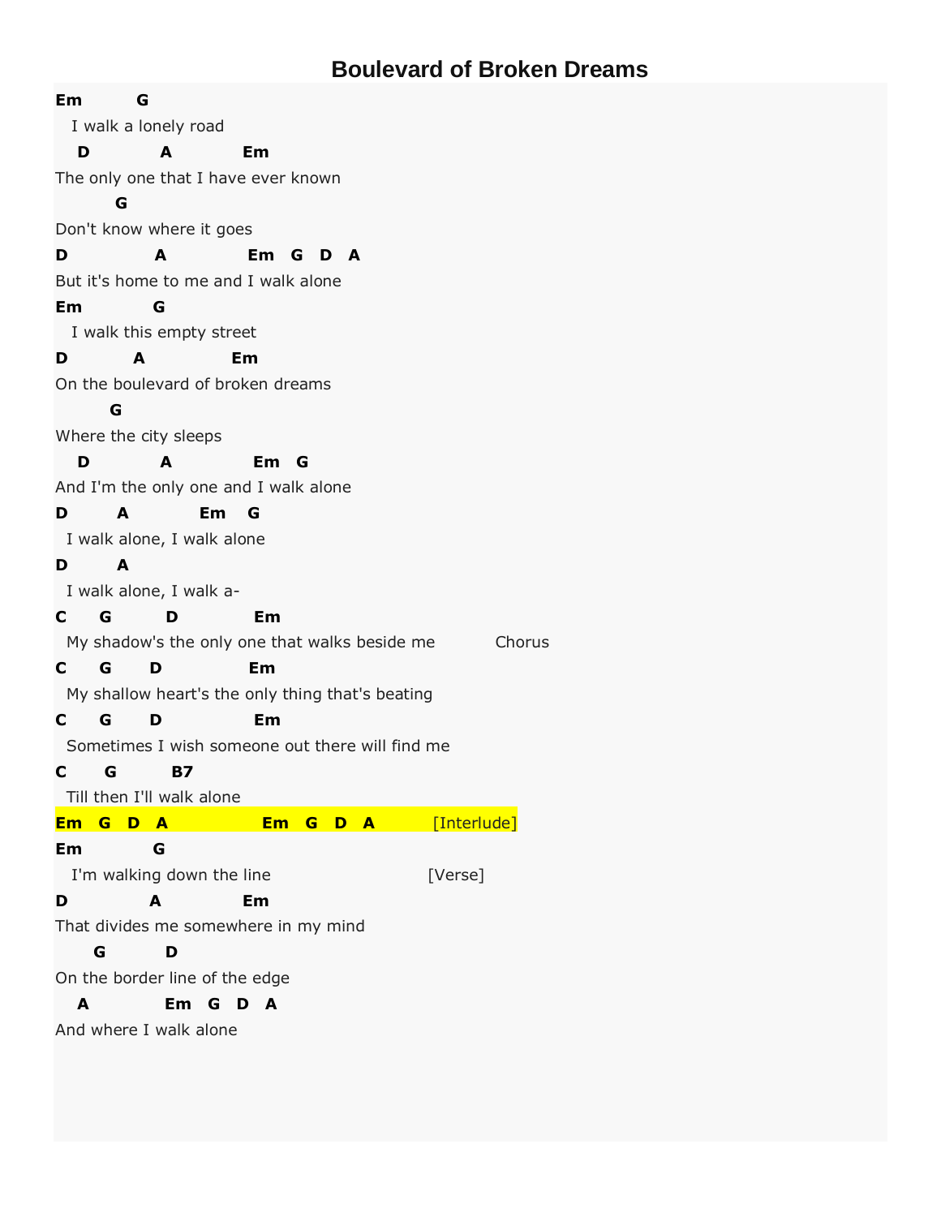# Boulevard of Broken Dreams

```
Em         G
   I walk a lonely road
   D           A           Em
The only one that I have ever known
          G
Don't know where it goes
D              A              Em   G   D   A
But it's home to me and I walk alone
Em            G
   I walk this empty street
D           A             Em
On the boulevard of broken dreams
         G
Where the city sleeps
   D           A              Em   G
And I'm the only one and I walk alone
D        A            Em    G
  I walk alone, I walk alone
D        A
  I walk alone, I walk a-
C     G        D            Em
  My shadow's the only one that walks beside me          Chorus
C     G      D              Em
  My shallow heart's the only thing that's beating
C     G      D              Em
  Sometimes I wish someone out there will find me
C      G         B7
  Till then I'll walk alone
Em   G   D   A               Em   G   D   A          [Interlude]
Em            G
   I'm walking down the line                         [Verse]
D             A            Em
That divides me somewhere in my mind
      G          D
On the border line of the edge
   A            Em   G   D   A
And where I walk alone
```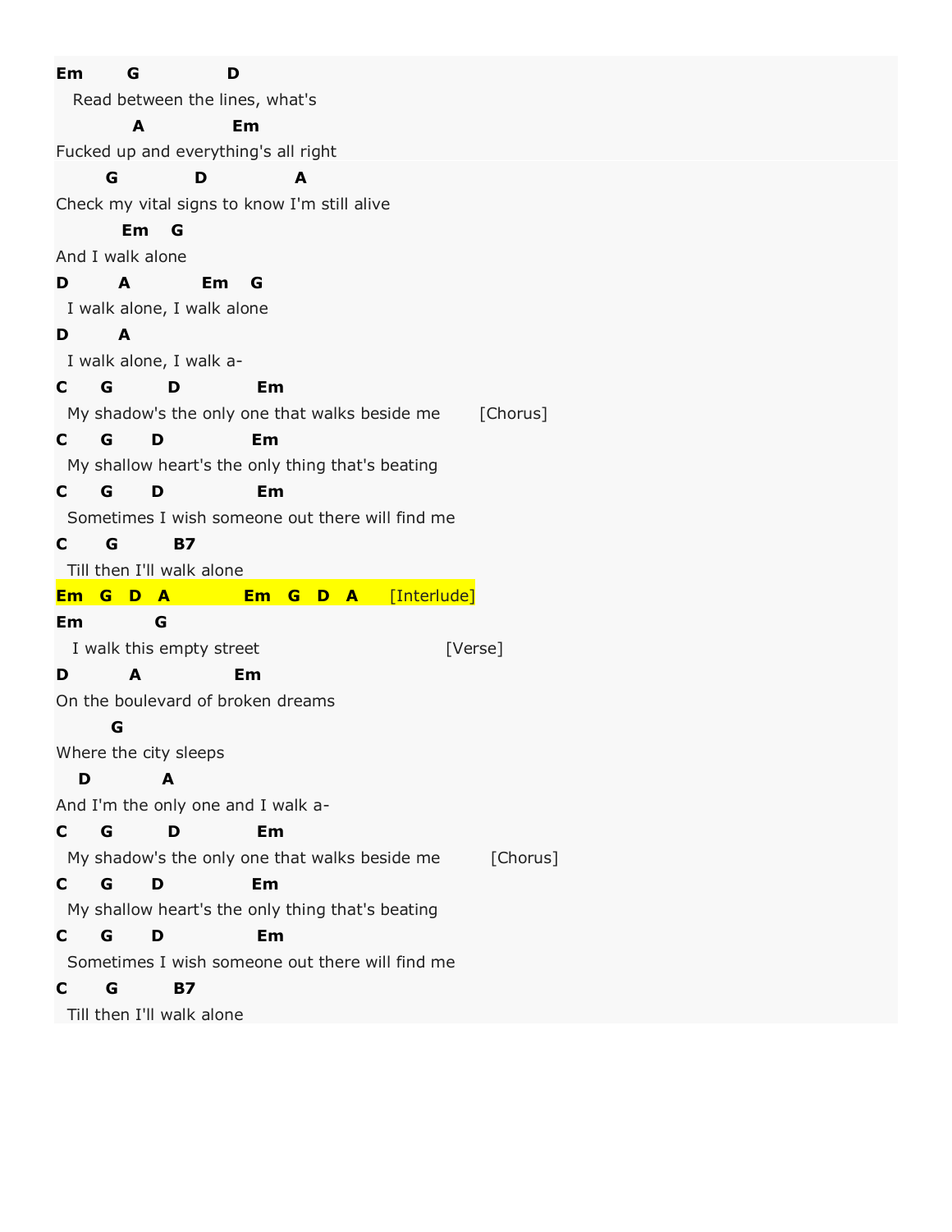```
Em       G              D
   Read between the lines, what's
             A              Em
Fucked up and everything's all right
        G             D              A
Check my vital signs to know I'm still alive
           Em    G
And I walk alone
D        A            Em    G
  I walk alone, I walk alone
D        A
  I walk alone, I walk a-
C     G        D            Em
  My shadow's the only one that walks beside me        [Chorus]
C     G     D            Em
  My shallow heart's the only thing that's beating
C     G     D              Em
  Sometimes I wish someone out there will find me
C      G        B7
  Till then I'll walk alone
Em  G  D  A           Em   G  D  A      [Interlude]
Em           G
   I walk this empty street                           [Verse]
D          A              Em
On the boulevard of broken dreams
        G
Where the city sleeps
   D           A
And I'm the only one and I walk a-
C     G        D            Em
  My shadow's the only one that walks beside me          [Chorus]
C     G     D            Em
  My shallow heart's the only thing that's beating
C     G     D              Em
  Sometimes I wish someone out there will find me
C      G        B7
  Till then I'll walk alone
```